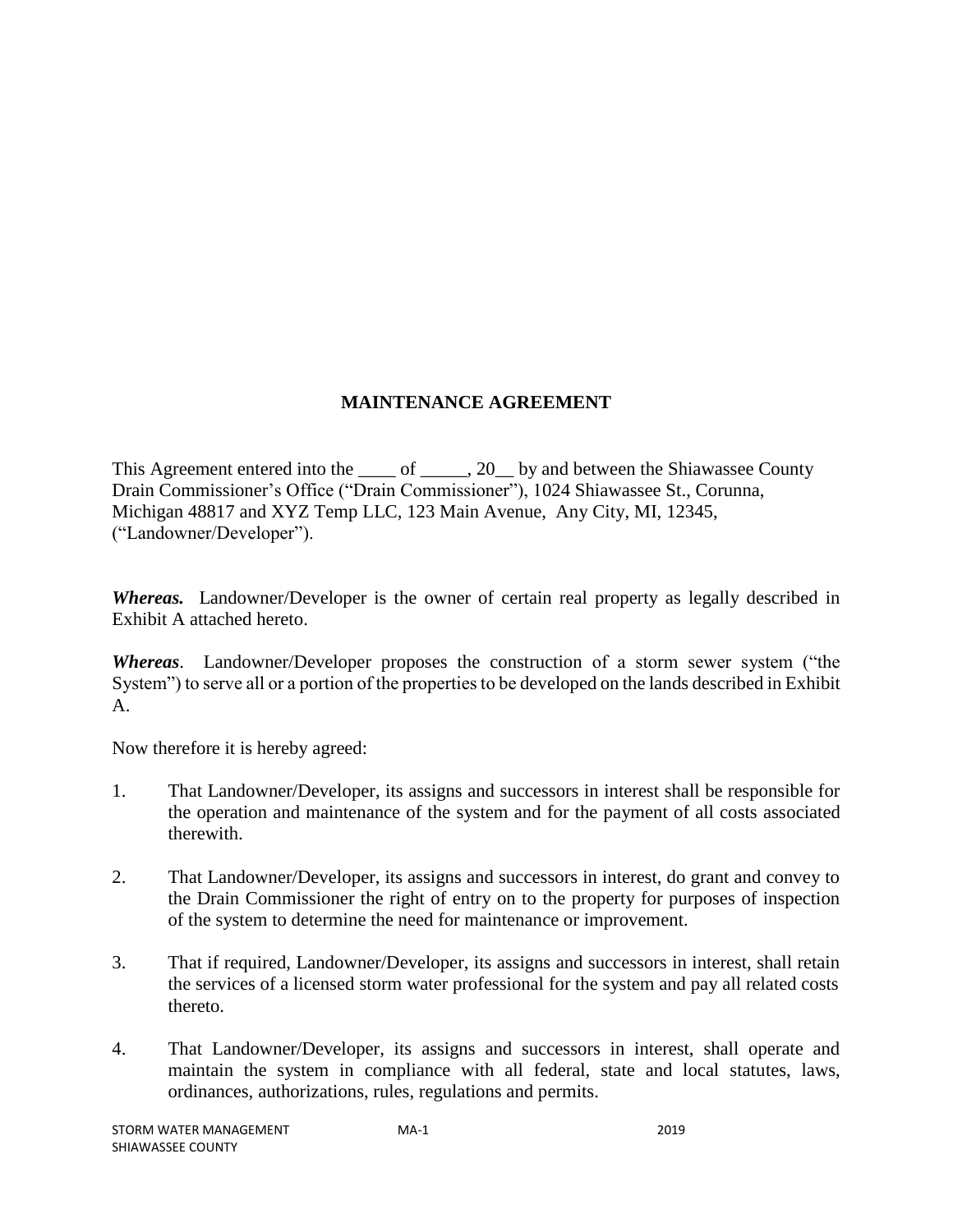# MAINTENANCE AGREEMENT

This Agreement entered into the ____ of _____, 20__ by and between the Shiawassee County Drain Commissioner's Office ("Drain Commissioner"), 1024 Shiawassee St., Corunna, Michigan 48817 and XYZ Temp LLC, 123 Main Avenue, Any City, MI, 12345, ("Landowner/Developer").

***Whereas.*** Landowner/Developer is the owner of certain real property as legally described in Exhibit A attached hereto.

***Whereas***. Landowner/Developer proposes the construction of a storm sewer system ("the System") to serve all or a portion of the properties to be developed on the lands described in Exhibit A.

Now therefore it is hereby agreed:

1. That Landowner/Developer, its assigns and successors in interest shall be responsible for the operation and maintenance of the system and for the payment of all costs associated therewith.

2. That Landowner/Developer, its assigns and successors in interest, do grant and convey to the Drain Commissioner the right of entry on to the property for purposes of inspection of the system to determine the need for maintenance or improvement.

3. That if required, Landowner/Developer, its assigns and successors in interest, shall retain the services of a licensed storm water professional for the system and pay all related costs thereto.

4. That Landowner/Developer, its assigns and successors in interest, shall operate and maintain the system in compliance with all federal, state and local statutes, laws, ordinances, authorizations, rules, regulations and permits.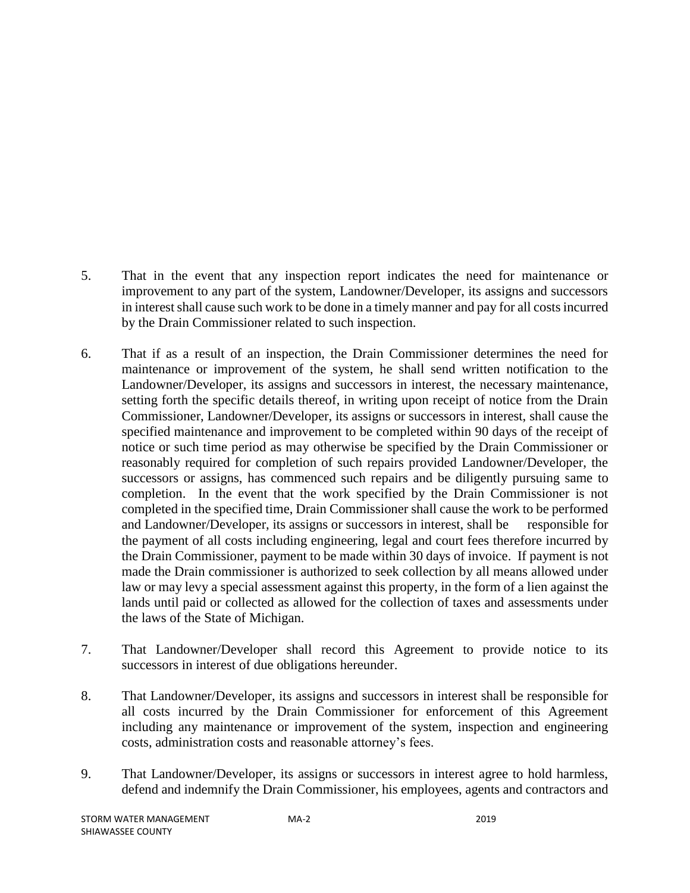5. That in the event that any inspection report indicates the need for maintenance or improvement to any part of the system, Landowner/Developer, its assigns and successors in interest shall cause such work to be done in a timely manner and pay for all costs incurred by the Drain Commissioner related to such inspection.

6. That if as a result of an inspection, the Drain Commissioner determines the need for maintenance or improvement of the system, he shall send written notification to the Landowner/Developer, its assigns and successors in interest, the necessary maintenance, setting forth the specific details thereof, in writing upon receipt of notice from the Drain Commissioner, Landowner/Developer, its assigns or successors in interest, shall cause the specified maintenance and improvement to be completed within 90 days of the receipt of notice or such time period as may otherwise be specified by the Drain Commissioner or reasonably required for completion of such repairs provided Landowner/Developer, the successors or assigns, has commenced such repairs and be diligently pursuing same to completion. In the event that the work specified by the Drain Commissioner is not completed in the specified time, Drain Commissioner shall cause the work to be performed and Landowner/Developer, its assigns or successors in interest, shall be responsible for the payment of all costs including engineering, legal and court fees therefore incurred by the Drain Commissioner, payment to be made within 30 days of invoice. If payment is not made the Drain commissioner is authorized to seek collection by all means allowed under law or may levy a special assessment against this property, in the form of a lien against the lands until paid or collected as allowed for the collection of taxes and assessments under the laws of the State of Michigan.

7. That Landowner/Developer shall record this Agreement to provide notice to its successors in interest of due obligations hereunder.

8. That Landowner/Developer, its assigns and successors in interest shall be responsible for all costs incurred by the Drain Commissioner for enforcement of this Agreement including any maintenance or improvement of the system, inspection and engineering costs, administration costs and reasonable attorney's fees.

9. That Landowner/Developer, its assigns or successors in interest agree to hold harmless, defend and indemnify the Drain Commissioner, his employees, agents and contractors and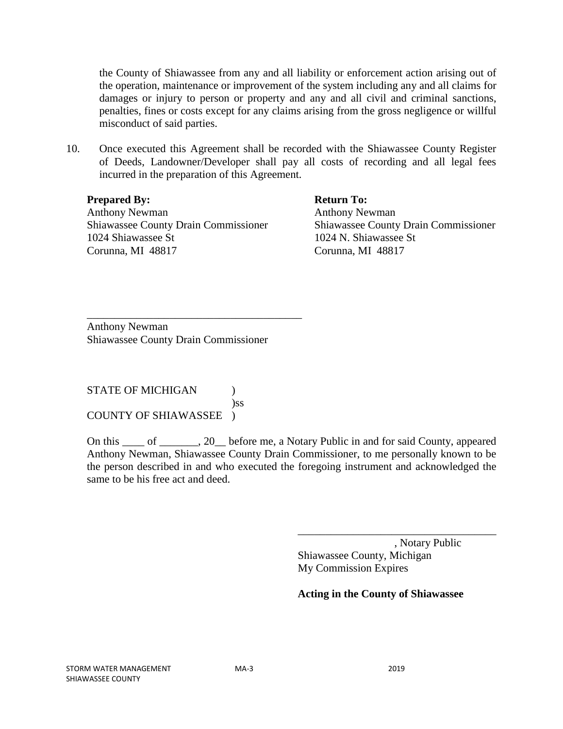the County of Shiawassee from any and all liability or enforcement action arising out of the operation, maintenance or improvement of the system including any and all claims for damages or injury to person or property and any and all civil and criminal sanctions, penalties, fines or costs except for any claims arising from the gross negligence or willful misconduct of said parties.

10. Once executed this Agreement shall be recorded with the Shiawassee County Register of Deeds, Landowner/Developer shall pay all costs of recording and all legal fees incurred in the preparation of this Agreement.

**Prepared By:**
Anthony Newman
Shiawassee County Drain Commissioner
1024 Shiawassee St
Corunna, MI 48817

**Return To:**
Anthony Newman
Shiawassee County Drain Commissioner
1024 N. Shiawassee St
Corunna, MI 48817

_______________________________________
Anthony Newman
Shiawassee County Drain Commissioner

STATE OF MICHIGAN )
)ss
COUNTY OF SHIAWASSEE )

On this ____ of _______, 20__ before me, a Notary Public in and for said County, appeared Anthony Newman, Shiawassee County Drain Commissioner, to me personally known to be the person described in and who executed the foregoing instrument and acknowledged the same to be his free act and deed.

____________________________________
, Notary Public
Shiawassee County, Michigan
My Commission Expires

**Acting in the County of Shiawassee**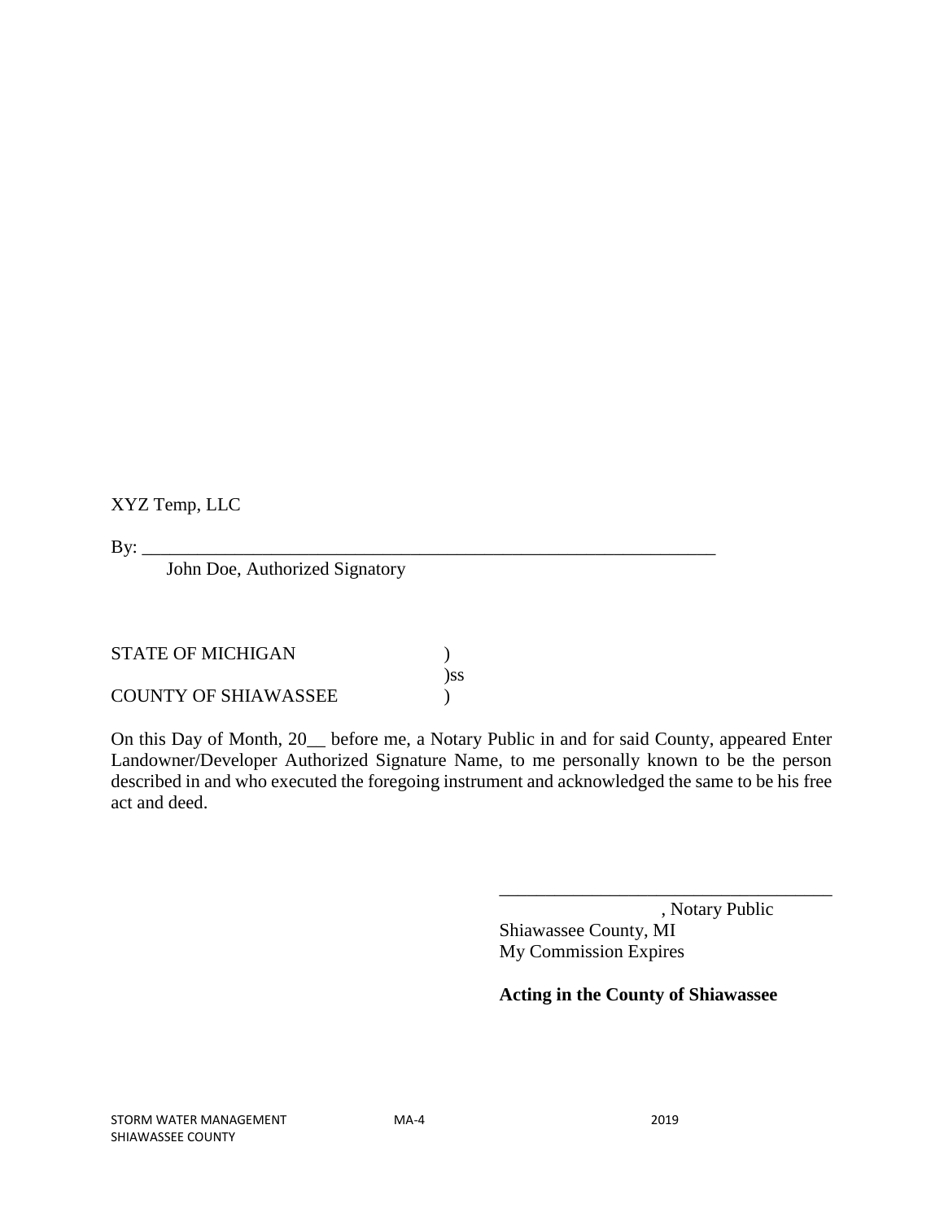XYZ Temp, LLC

By: _______________________________________________________________

John Doe, Authorized Signatory

STATE OF MICHIGAN )
)ss
COUNTY OF SHIAWASSEE )

On this Day of Month, 20__ before me, a Notary Public in and for said County, appeared Enter Landowner/Developer Authorized Signature Name, to me personally known to be the person described in and who executed the foregoing instrument and acknowledged the same to be his free act and deed.

_____________________________________
, Notary Public
Shiawassee County, MI
My Commission Expires

**Acting in the County of Shiawassee**